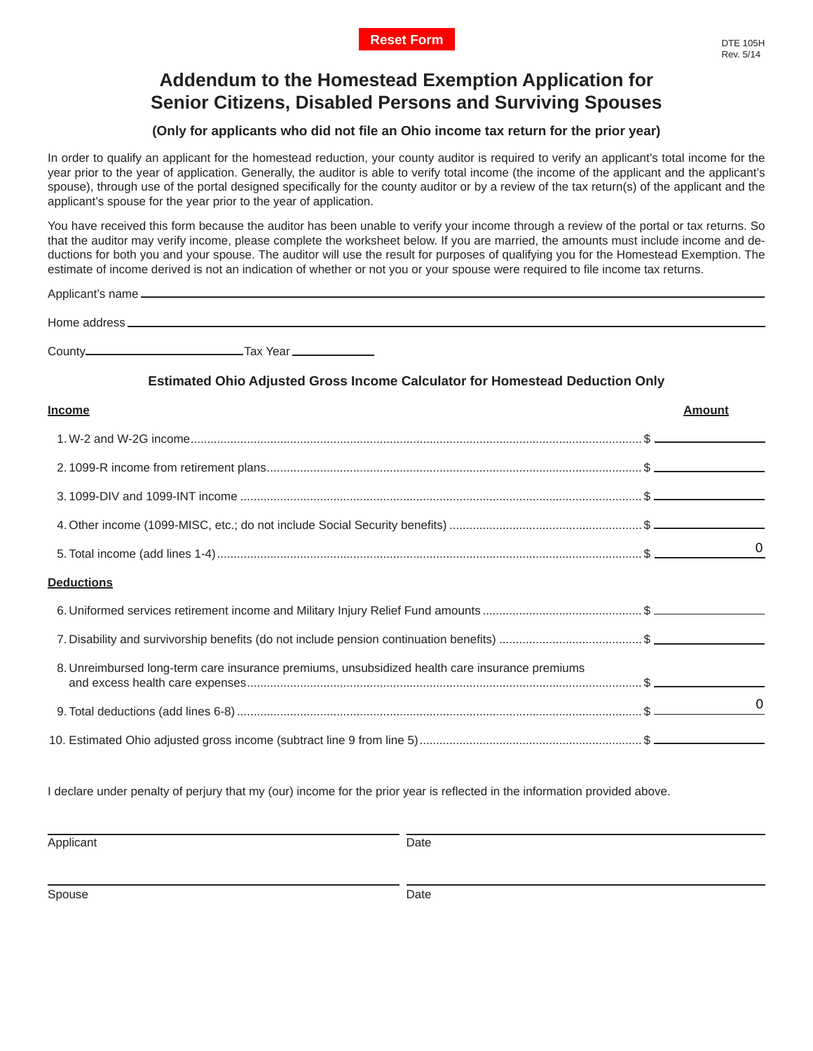Reset Form

DTE 105H
Rev. 5/14

# Addendum to the Homestead Exemption Application for Senior Citizens, Disabled Persons and Surviving Spouses

**(Only for applicants who did not file an Ohio income tax return for the prior year)**

In order to qualify an applicant for the homestead reduction, your county auditor is required to verify an applicant's total income for the year prior to the year of application. Generally, the auditor is able to verify total income (the income of the applicant and the applicant's spouse), through use of the portal designed specifically for the county auditor or by a review of the tax return(s) of the applicant and the applicant's spouse for the year prior to the year of application.

You have received this form because the auditor has been unable to verify your income through a review of the portal or tax returns. So that the auditor may verify income, please complete the worksheet below. If you are married, the amounts must include income and deductions for both you and your spouse. The auditor will use the result for purposes of qualifying you for the Homestead Exemption. The estimate of income derived is not an indication of whether or not you or your spouse were required to file income tax returns.

Applicant's name ______________________________

Home address ______________________________

County ______________ Tax Year ______________

### Estimated Ohio Adjusted Gross Income Calculator for Homestead Deduction Only

| **Income** | **Amount** |
|---|---|
| 1. W-2 and W-2G income | $ |
| 2. 1099-R income from retirement plans | $ |
| 3. 1099-DIV and 1099-INT income | $ |
| 4. Other income (1099-MISC, etc.; do not include Social Security benefits) | $ |
| 5. Total income (add lines 1-4) | $ 0 |
| **Deductions** | |
| 6. Uniformed services retirement income and Military Injury Relief Fund amounts | $ |
| 7. Disability and survivorship benefits (do not include pension continuation benefits) | $ |
| 8. Unreimbursed long-term care insurance premiums, unsubsidized health care insurance premiums and excess health care expenses | $ |
| 9. Total deductions (add lines 6-8) | $ 0 |
| 10. Estimated Ohio adjusted gross income (subtract line 9 from line 5) | $ |

I declare under penalty of perjury that my (our) income for the prior year is reflected in the information provided above.

______________________________ ______________________________
Applicant Date

______________________________ ______________________________
Spouse Date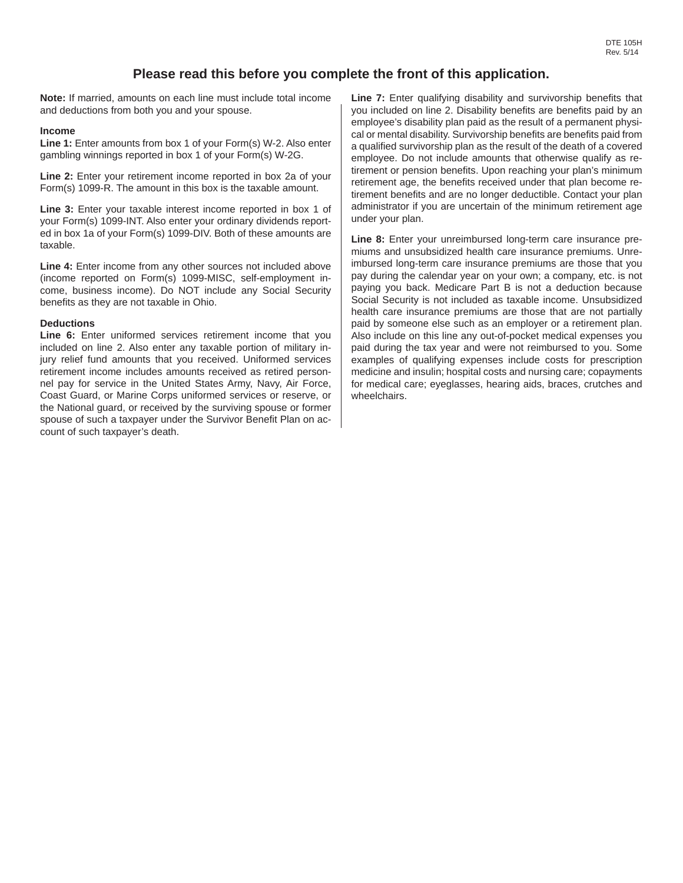DTE 105H
Rev. 5/14

# Please read this before you complete the front of this application.

**Note:** If married, amounts on each line must include total income and deductions from both you and your spouse.

**Income**

**Line 1:** Enter amounts from box 1 of your Form(s) W-2. Also enter gambling winnings reported in box 1 of your Form(s) W-2G.

**Line 2:** Enter your retirement income reported in box 2a of your Form(s) 1099-R. The amount in this box is the taxable amount.

**Line 3:** Enter your taxable interest income reported in box 1 of your Form(s) 1099-INT. Also enter your ordinary dividends reported in box 1a of your Form(s) 1099-DIV. Both of these amounts are taxable.

**Line 4:** Enter income from any other sources not included above (income reported on Form(s) 1099-MISC, self-employment income, business income). Do NOT include any Social Security benefits as they are not taxable in Ohio.

**Deductions**

**Line 6:** Enter uniformed services retirement income that you included on line 2. Also enter any taxable portion of military injury relief fund amounts that you received. Uniformed services retirement income includes amounts received as retired personnel pay for service in the United States Army, Navy, Air Force, Coast Guard, or Marine Corps uniformed services or reserve, or the National guard, or received by the surviving spouse or former spouse of such a taxpayer under the Survivor Benefit Plan on account of such taxpayer's death.

**Line 7:** Enter qualifying disability and survivorship benefits that you included on line 2. Disability benefits are benefits paid by an employee's disability plan paid as the result of a permanent physical or mental disability. Survivorship benefits are benefits paid from a qualified survivorship plan as the result of the death of a covered employee. Do not include amounts that otherwise qualify as retirement or pension benefits. Upon reaching your plan's minimum retirement age, the benefits received under that plan become retirement benefits and are no longer deductible. Contact your plan administrator if you are uncertain of the minimum retirement age under your plan.

**Line 8:** Enter your unreimbursed long-term care insurance premiums and unsubsidized health care insurance premiums. Unreimbursed long-term care insurance premiums are those that you pay during the calendar year on your own; a company, etc. is not paying you back. Medicare Part B is not a deduction because Social Security is not included as taxable income. Unsubsidized health care insurance premiums are those that are not partially paid by someone else such as an employer or a retirement plan. Also include on this line any out-of-pocket medical expenses you paid during the tax year and were not reimbursed to you. Some examples of qualifying expenses include costs for prescription medicine and insulin; hospital costs and nursing care; copayments for medical care; eyeglasses, hearing aids, braces, crutches and wheelchairs.